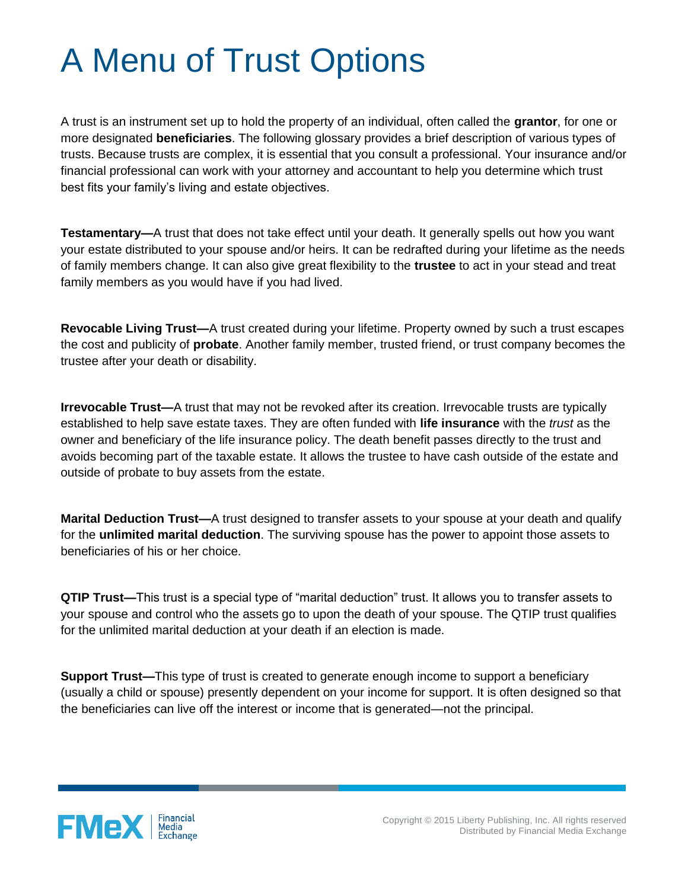# A Menu of Trust Options

A trust is an instrument set up to hold the property of an individual, often called the **grantor**, for one or more designated **beneficiaries**. The following glossary provides a brief description of various types of trusts. Because trusts are complex, it is essential that you consult a professional. Your insurance and/or financial professional can work with your attorney and accountant to help you determine which trust best fits your family's living and estate objectives.

**Testamentary—**A trust that does not take effect until your death. It generally spells out how you want your estate distributed to your spouse and/or heirs. It can be redrafted during your lifetime as the needs of family members change. It can also give great flexibility to the **trustee** to act in your stead and treat family members as you would have if you had lived.

**Revocable Living Trust—**A trust created during your lifetime. Property owned by such a trust escapes the cost and publicity of **probate**. Another family member, trusted friend, or trust company becomes the trustee after your death or disability.

**Irrevocable Trust—**A trust that may not be revoked after its creation. Irrevocable trusts are typically established to help save estate taxes. They are often funded with **life insurance** with the *trust* as the owner and beneficiary of the life insurance policy. The death benefit passes directly to the trust and avoids becoming part of the taxable estate. It allows the trustee to have cash outside of the estate and outside of probate to buy assets from the estate.

**Marital Deduction Trust—**A trust designed to transfer assets to your spouse at your death and qualify for the **unlimited marital deduction**. The surviving spouse has the power to appoint those assets to beneficiaries of his or her choice.

**QTIP Trust—**This trust is a special type of "marital deduction" trust. It allows you to transfer assets to your spouse and control who the assets go to upon the death of your spouse. The QTIP trust qualifies for the unlimited marital deduction at your death if an election is made.

**Support Trust—**This type of trust is created to generate enough income to support a beneficiary (usually a child or spouse) presently dependent on your income for support. It is often designed so that the beneficiaries can live off the interest or income that is generated—not the principal.

Copyright © 2015 Liberty Publishing, Inc. All rights reserved
Distributed by Financial Media Exchange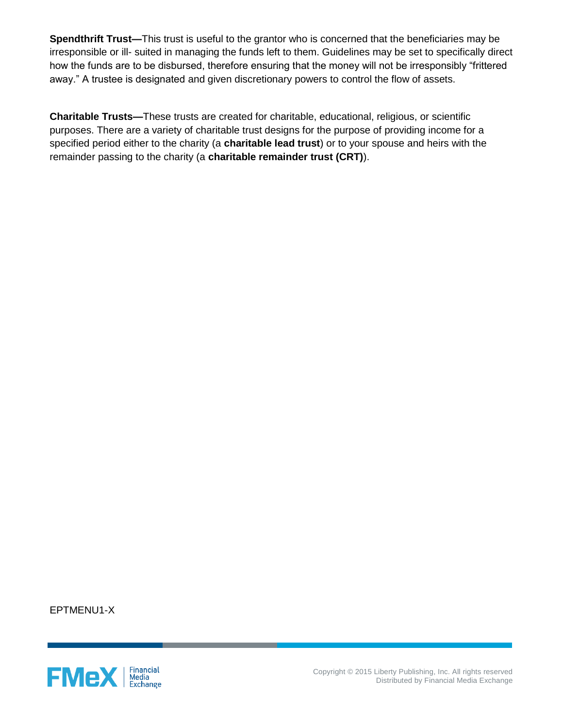**Spendthrift Trust—**This trust is useful to the grantor who is concerned that the beneficiaries may be irresponsible or ill- suited in managing the funds left to them. Guidelines may be set to specifically direct how the funds are to be disbursed, therefore ensuring that the money will not be irresponsibly "frittered away." A trustee is designated and given discretionary powers to control the flow of assets.

**Charitable Trusts—**These trusts are created for charitable, educational, religious, or scientific purposes. There are a variety of charitable trust designs for the purpose of providing income for a specified period either to the charity (a **charitable lead trust**) or to your spouse and heirs with the remainder passing to the charity (a **charitable remainder trust (CRT)**).

EPTMENU1-X

Copyright © 2015 Liberty Publishing, Inc. All rights reserved
Distributed by Financial Media Exchange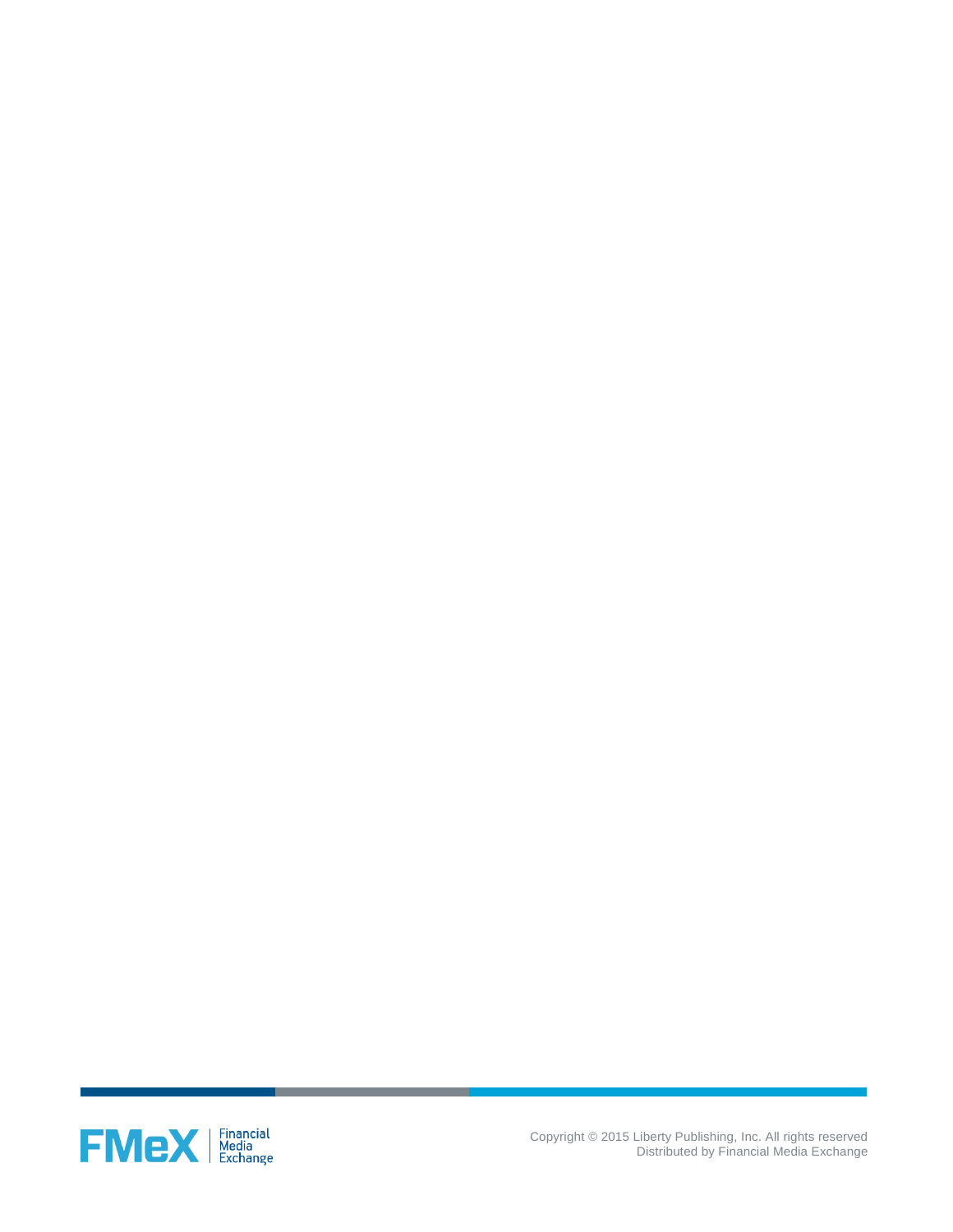Copyright © 2015 Liberty Publishing, Inc. All rights reserved
Distributed by Financial Media Exchange